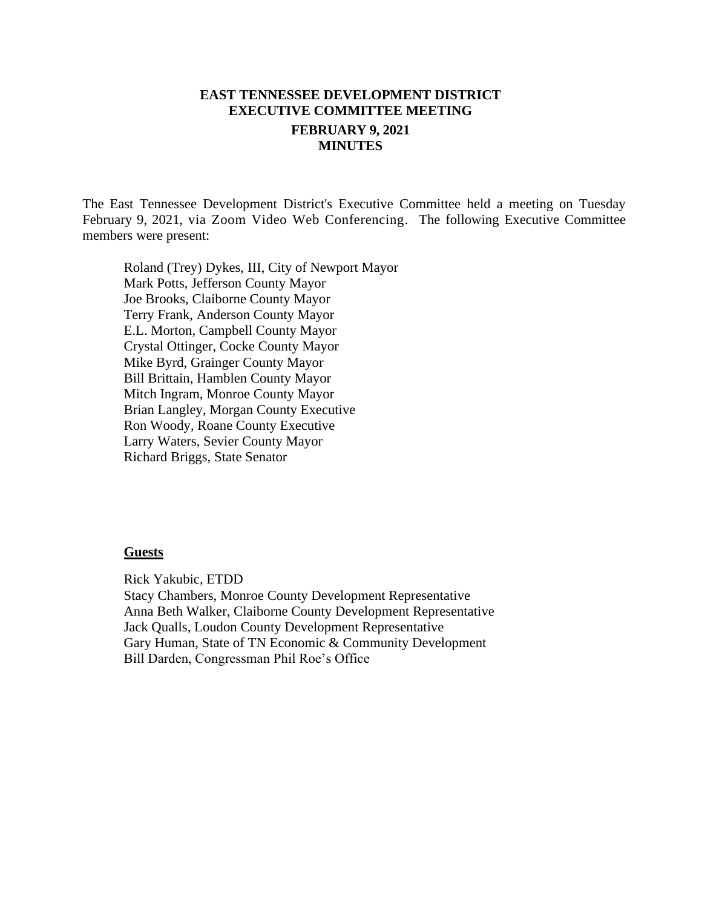# EAST TENNESSEE DEVELOPMENT DISTRICT
## EXECUTIVE COMMITTEE MEETING
### FEBRUARY 9, 2021
### MINUTES

The East Tennessee Development District's Executive Committee held a meeting on Tuesday February 9, 2021, via Zoom Video Web Conferencing. The following Executive Committee members were present:

Roland (Trey) Dykes, III, City of Newport Mayor
Mark Potts, Jefferson County Mayor
Joe Brooks, Claiborne County Mayor
Terry Frank, Anderson County Mayor
E.L. Morton, Campbell County Mayor
Crystal Ottinger, Cocke County Mayor
Mike Byrd, Grainger County Mayor
Bill Brittain, Hamblen County Mayor
Mitch Ingram, Monroe County Mayor
Brian Langley, Morgan County Executive
Ron Woody, Roane County Executive
Larry Waters, Sevier County Mayor
Richard Briggs, State Senator

**Guests**

Rick Yakubic, ETDD
Stacy Chambers, Monroe County Development Representative
Anna Beth Walker, Claiborne County Development Representative
Jack Qualls, Loudon County Development Representative
Gary Human, State of TN Economic & Community Development
Bill Darden, Congressman Phil Roe's Office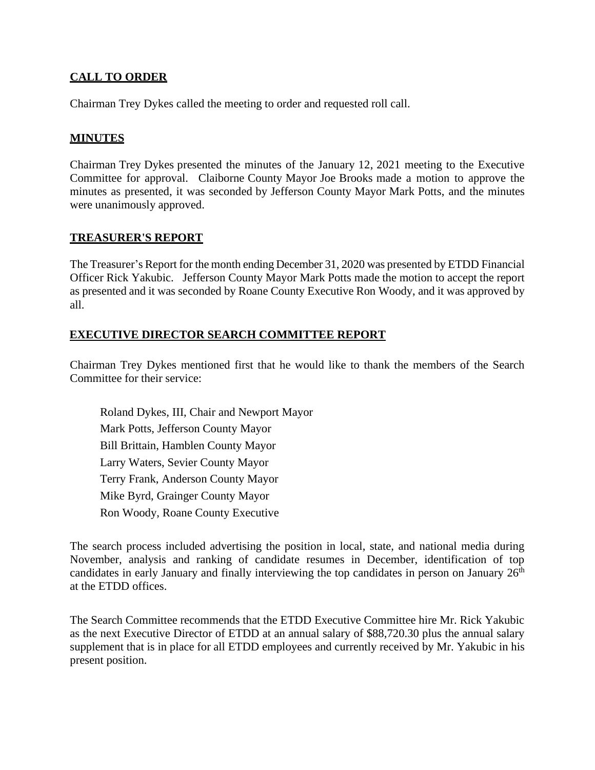## CALL TO ORDER

Chairman Trey Dykes called the meeting to order and requested roll call.

## MINUTES

Chairman Trey Dykes presented the minutes of the January 12, 2021 meeting to the Executive Committee for approval. Claiborne County Mayor Joe Brooks made a motion to approve the minutes as presented, it was seconded by Jefferson County Mayor Mark Potts, and the minutes were unanimously approved.

## TREASURER'S REPORT

The Treasurer's Report for the month ending December 31, 2020 was presented by ETDD Financial Officer Rick Yakubic. Jefferson County Mayor Mark Potts made the motion to accept the report as presented and it was seconded by Roane County Executive Ron Woody, and it was approved by all.

## EXECUTIVE DIRECTOR SEARCH COMMITTEE REPORT

Chairman Trey Dykes mentioned first that he would like to thank the members of the Search Committee for their service:

Roland Dykes, III, Chair and Newport Mayor
Mark Potts, Jefferson County Mayor
Bill Brittain, Hamblen County Mayor
Larry Waters, Sevier County Mayor
Terry Frank, Anderson County Mayor
Mike Byrd, Grainger County Mayor
Ron Woody, Roane County Executive

The search process included advertising the position in local, state, and national media during November, analysis and ranking of candidate resumes in December, identification of top candidates in early January and finally interviewing the top candidates in person on January 26th at the ETDD offices.

The Search Committee recommends that the ETDD Executive Committee hire Mr. Rick Yakubic as the next Executive Director of ETDD at an annual salary of $88,720.30 plus the annual salary supplement that is in place for all ETDD employees and currently received by Mr. Yakubic in his present position.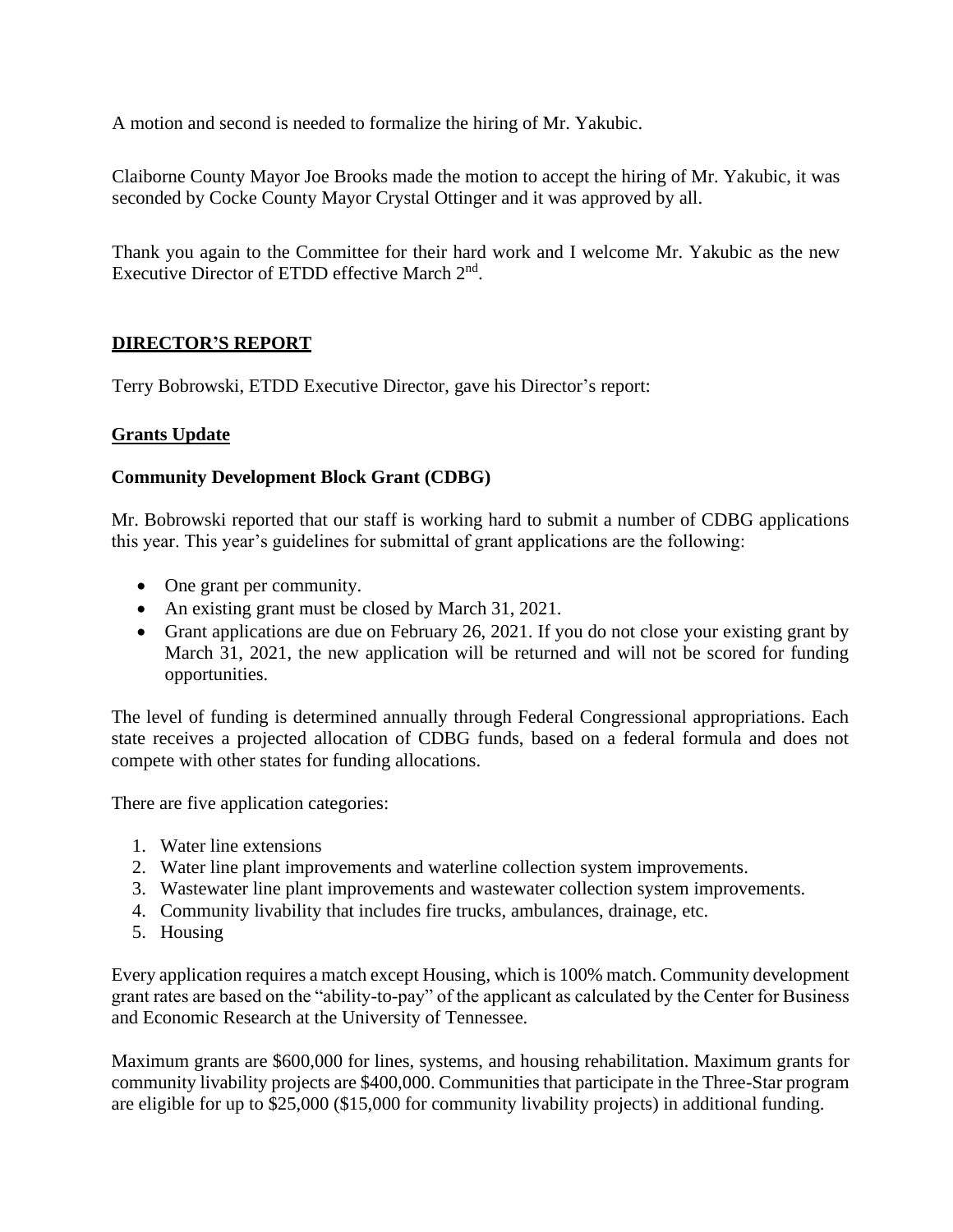A motion and second is needed to formalize the hiring of Mr. Yakubic.

Claiborne County Mayor Joe Brooks made the motion to accept the hiring of Mr. Yakubic, it was seconded by Cocke County Mayor Crystal Ottinger and it was approved by all.

Thank you again to the Committee for their hard work and I welcome Mr. Yakubic as the new Executive Director of ETDD effective March 2nd.

## DIRECTOR'S REPORT

Terry Bobrowski, ETDD Executive Director, gave his Director's report:

### Grants Update

**Community Development Block Grant (CDBG)**

Mr. Bobrowski reported that our staff is working hard to submit a number of CDBG applications this year. This year's guidelines for submittal of grant applications are the following:

- One grant per community.
- An existing grant must be closed by March 31, 2021.
- Grant applications are due on February 26, 2021. If you do not close your existing grant by March 31, 2021, the new application will be returned and will not be scored for funding opportunities.

The level of funding is determined annually through Federal Congressional appropriations. Each state receives a projected allocation of CDBG funds, based on a federal formula and does not compete with other states for funding allocations.

There are five application categories:

1. Water line extensions
2. Water line plant improvements and waterline collection system improvements.
3. Wastewater line plant improvements and wastewater collection system improvements.
4. Community livability that includes fire trucks, ambulances, drainage, etc.
5. Housing

Every application requires a match except Housing, which is 100% match. Community development grant rates are based on the "ability-to-pay" of the applicant as calculated by the Center for Business and Economic Research at the University of Tennessee.

Maximum grants are $600,000 for lines, systems, and housing rehabilitation. Maximum grants for community livability projects are $400,000. Communities that participate in the Three-Star program are eligible for up to $25,000 ($15,000 for community livability projects) in additional funding.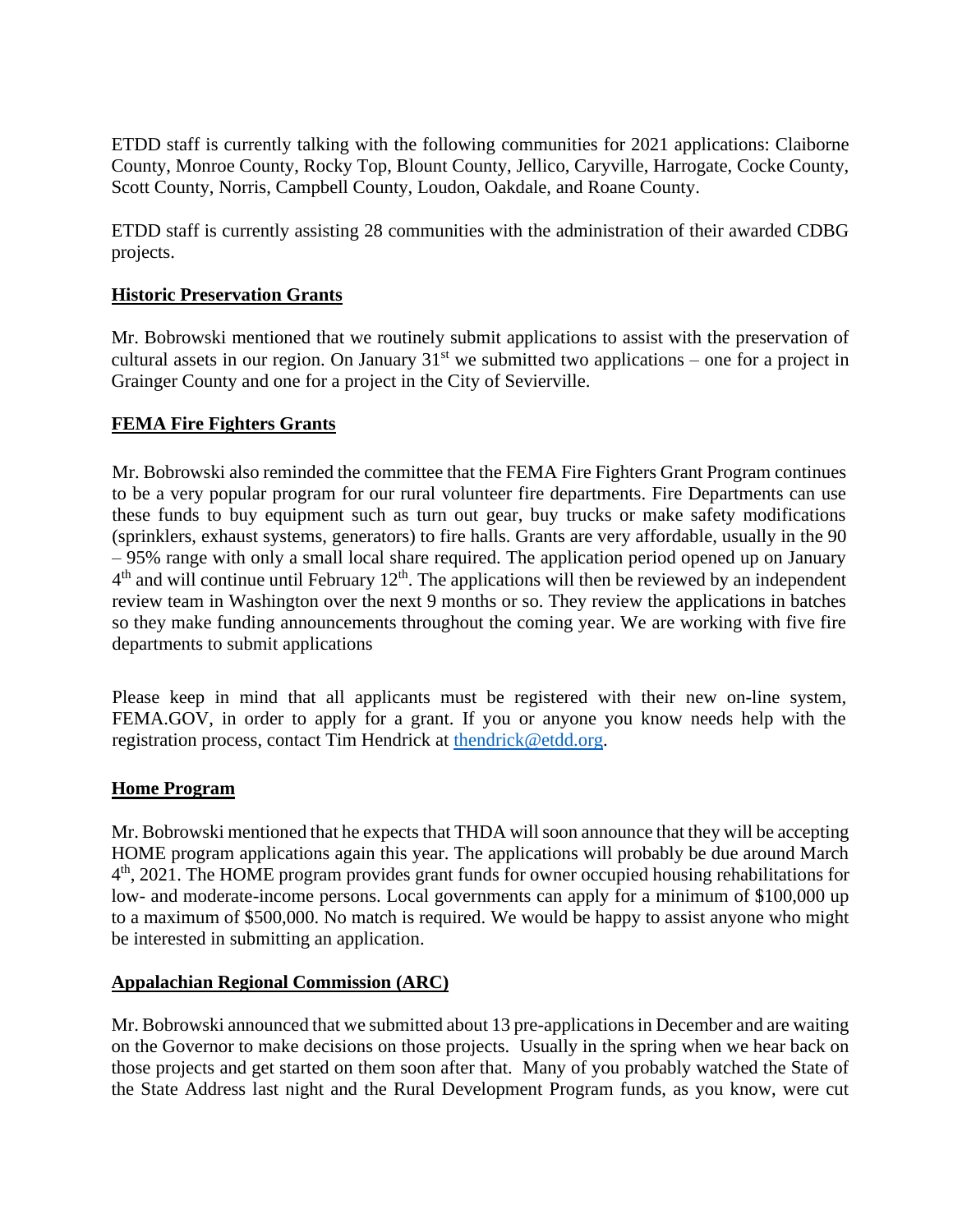ETDD staff is currently talking with the following communities for 2021 applications: Claiborne County, Monroe County, Rocky Top, Blount County, Jellico, Caryville, Harrogate, Cocke County, Scott County, Norris, Campbell County, Loudon, Oakdale, and Roane County.

ETDD staff is currently assisting 28 communities with the administration of their awarded CDBG projects.

**Historic Preservation Grants**

Mr. Bobrowski mentioned that we routinely submit applications to assist with the preservation of cultural assets in our region. On January 31st we submitted two applications – one for a project in Grainger County and one for a project in the City of Sevierville.

**FEMA Fire Fighters Grants**

Mr. Bobrowski also reminded the committee that the FEMA Fire Fighters Grant Program continues to be a very popular program for our rural volunteer fire departments. Fire Departments can use these funds to buy equipment such as turn out gear, buy trucks or make safety modifications (sprinklers, exhaust systems, generators) to fire halls. Grants are very affordable, usually in the 90 – 95% range with only a small local share required. The application period opened up on January 4th and will continue until February 12th. The applications will then be reviewed by an independent review team in Washington over the next 9 months or so. They review the applications in batches so they make funding announcements throughout the coming year. We are working with five fire departments to submit applications

Please keep in mind that all applicants must be registered with their new on-line system, FEMA.GOV, in order to apply for a grant. If you or anyone you know needs help with the registration process, contact Tim Hendrick at thendrick@etdd.org.

**Home Program**

Mr. Bobrowski mentioned that he expects that THDA will soon announce that they will be accepting HOME program applications again this year. The applications will probably be due around March 4th, 2021. The HOME program provides grant funds for owner occupied housing rehabilitations for low- and moderate-income persons. Local governments can apply for a minimum of $100,000 up to a maximum of $500,000. No match is required. We would be happy to assist anyone who might be interested in submitting an application.

**Appalachian Regional Commission (ARC)**

Mr. Bobrowski announced that we submitted about 13 pre-applications in December and are waiting on the Governor to make decisions on those projects. Usually in the spring when we hear back on those projects and get started on them soon after that. Many of you probably watched the State of the State Address last night and the Rural Development Program funds, as you know, were cut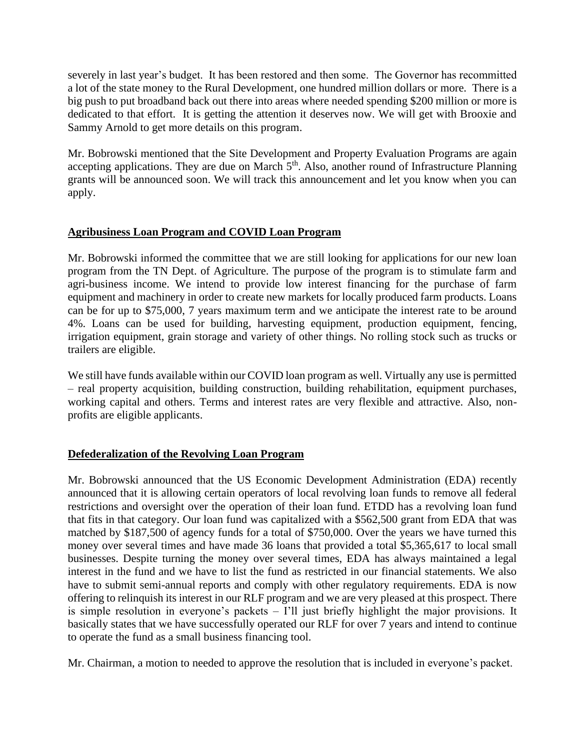severely in last year's budget. It has been restored and then some. The Governor has recommitted a lot of the state money to the Rural Development, one hundred million dollars or more. There is a big push to put broadband back out there into areas where needed spending $200 million or more is dedicated to that effort. It is getting the attention it deserves now. We will get with Brooxie and Sammy Arnold to get more details on this program.

Mr. Bobrowski mentioned that the Site Development and Property Evaluation Programs are again accepting applications. They are due on March 5th. Also, another round of Infrastructure Planning grants will be announced soon. We will track this announcement and let you know when you can apply.

**Agribusiness Loan Program and COVID Loan Program**

Mr. Bobrowski informed the committee that we are still looking for applications for our new loan program from the TN Dept. of Agriculture. The purpose of the program is to stimulate farm and agri-business income. We intend to provide low interest financing for the purchase of farm equipment and machinery in order to create new markets for locally produced farm products. Loans can be for up to $75,000, 7 years maximum term and we anticipate the interest rate to be around 4%. Loans can be used for building, harvesting equipment, production equipment, fencing, irrigation equipment, grain storage and variety of other things. No rolling stock such as trucks or trailers are eligible.

We still have funds available within our COVID loan program as well. Virtually any use is permitted – real property acquisition, building construction, building rehabilitation, equipment purchases, working capital and others. Terms and interest rates are very flexible and attractive. Also, non-profits are eligible applicants.

**Defederalization of the Revolving Loan Program**

Mr. Bobrowski announced that the US Economic Development Administration (EDA) recently announced that it is allowing certain operators of local revolving loan funds to remove all federal restrictions and oversight over the operation of their loan fund. ETDD has a revolving loan fund that fits in that category. Our loan fund was capitalized with a $562,500 grant from EDA that was matched by $187,500 of agency funds for a total of $750,000. Over the years we have turned this money over several times and have made 36 loans that provided a total $5,365,617 to local small businesses. Despite turning the money over several times, EDA has always maintained a legal interest in the fund and we have to list the fund as restricted in our financial statements. We also have to submit semi-annual reports and comply with other regulatory requirements. EDA is now offering to relinquish its interest in our RLF program and we are very pleased at this prospect. There is simple resolution in everyone's packets – I'll just briefly highlight the major provisions. It basically states that we have successfully operated our RLF for over 7 years and intend to continue to operate the fund as a small business financing tool.

Mr. Chairman, a motion to needed to approve the resolution that is included in everyone's packet.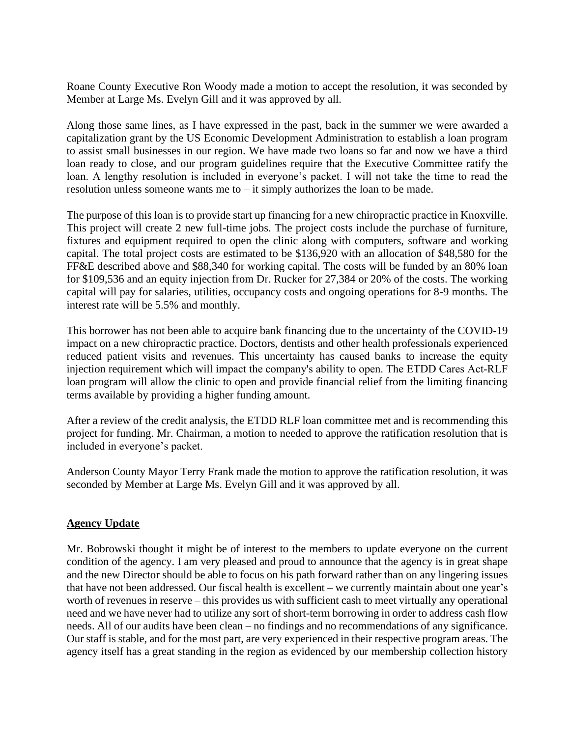Roane County Executive Ron Woody made a motion to accept the resolution, it was seconded by Member at Large Ms. Evelyn Gill and it was approved by all.

Along those same lines, as I have expressed in the past, back in the summer we were awarded a capitalization grant by the US Economic Development Administration to establish a loan program to assist small businesses in our region. We have made two loans so far and now we have a third loan ready to close, and our program guidelines require that the Executive Committee ratify the loan. A lengthy resolution is included in everyone's packet. I will not take the time to read the resolution unless someone wants me to – it simply authorizes the loan to be made.

The purpose of this loan is to provide start up financing for a new chiropractic practice in Knoxville. This project will create 2 new full-time jobs. The project costs include the purchase of furniture, fixtures and equipment required to open the clinic along with computers, software and working capital. The total project costs are estimated to be $136,920 with an allocation of $48,580 for the FF&E described above and $88,340 for working capital. The costs will be funded by an 80% loan for $109,536 and an equity injection from Dr. Rucker for 27,384 or 20% of the costs. The working capital will pay for salaries, utilities, occupancy costs and ongoing operations for 8-9 months. The interest rate will be 5.5% and monthly.

This borrower has not been able to acquire bank financing due to the uncertainty of the COVID-19 impact on a new chiropractic practice. Doctors, dentists and other health professionals experienced reduced patient visits and revenues. This uncertainty has caused banks to increase the equity injection requirement which will impact the company's ability to open. The ETDD Cares Act-RLF loan program will allow the clinic to open and provide financial relief from the limiting financing terms available by providing a higher funding amount.

After a review of the credit analysis, the ETDD RLF loan committee met and is recommending this project for funding. Mr. Chairman, a motion to needed to approve the ratification resolution that is included in everyone's packet.

Anderson County Mayor Terry Frank made the motion to approve the ratification resolution, it was seconded by Member at Large Ms. Evelyn Gill and it was approved by all.

**Agency Update**

Mr. Bobrowski thought it might be of interest to the members to update everyone on the current condition of the agency. I am very pleased and proud to announce that the agency is in great shape and the new Director should be able to focus on his path forward rather than on any lingering issues that have not been addressed. Our fiscal health is excellent – we currently maintain about one year's worth of revenues in reserve – this provides us with sufficient cash to meet virtually any operational need and we have never had to utilize any sort of short-term borrowing in order to address cash flow needs. All of our audits have been clean – no findings and no recommendations of any significance. Our staff is stable, and for the most part, are very experienced in their respective program areas. The agency itself has a great standing in the region as evidenced by our membership collection history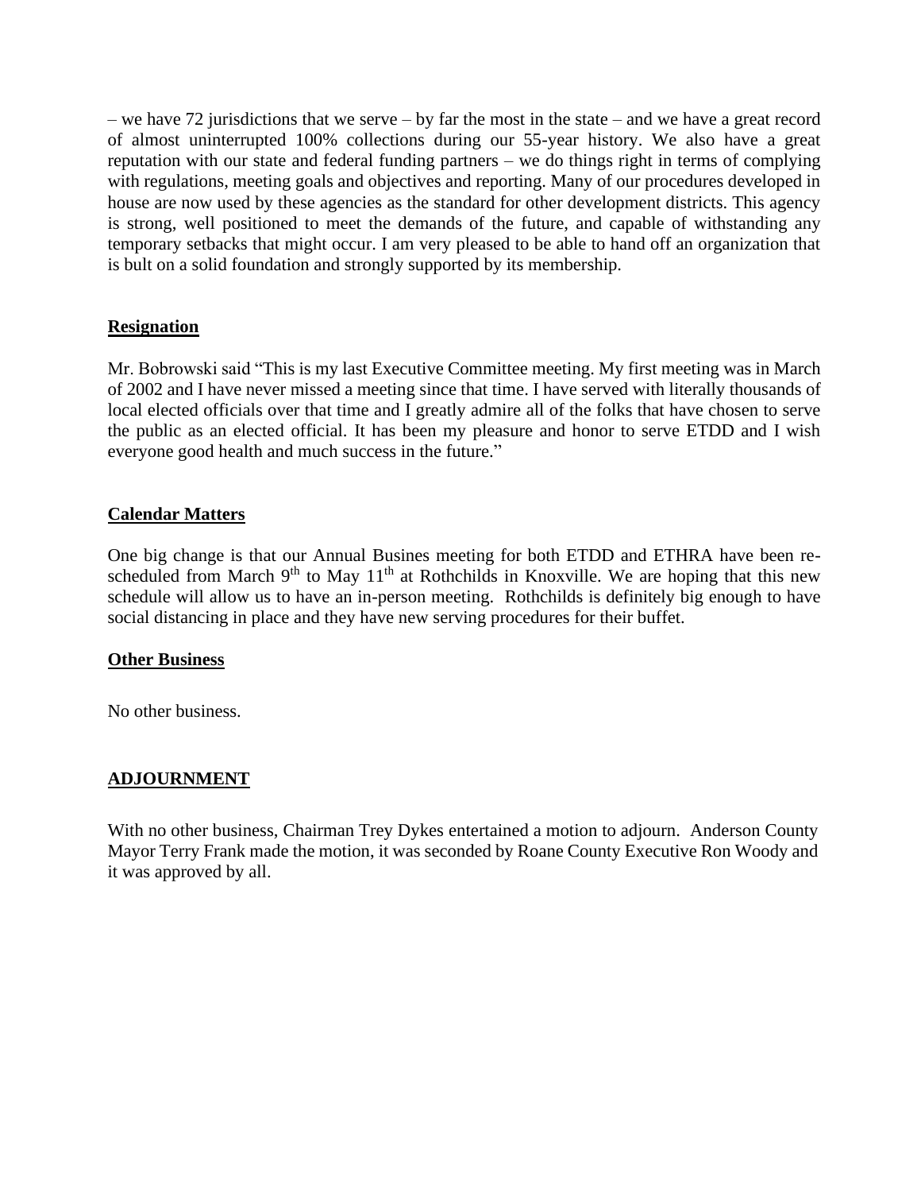– we have 72 jurisdictions that we serve – by far the most in the state – and we have a great record of almost uninterrupted 100% collections during our 55-year history. We also have a great reputation with our state and federal funding partners – we do things right in terms of complying with regulations, meeting goals and objectives and reporting. Many of our procedures developed in house are now used by these agencies as the standard for other development districts. This agency is strong, well positioned to meet the demands of the future, and capable of withstanding any temporary setbacks that might occur. I am very pleased to be able to hand off an organization that is bult on a solid foundation and strongly supported by its membership.

**Resignation**

Mr. Bobrowski said "This is my last Executive Committee meeting. My first meeting was in March of 2002 and I have never missed a meeting since that time. I have served with literally thousands of local elected officials over that time and I greatly admire all of the folks that have chosen to serve the public as an elected official. It has been my pleasure and honor to serve ETDD and I wish everyone good health and much success in the future."

**Calendar Matters**

One big change is that our Annual Busines meeting for both ETDD and ETHRA have been re-scheduled from March 9th to May 11th at Rothchilds in Knoxville. We are hoping that this new schedule will allow us to have an in-person meeting. Rothchilds is definitely big enough to have social distancing in place and they have new serving procedures for their buffet.

**Other Business**

No other business.

**ADJOURNMENT**

With no other business, Chairman Trey Dykes entertained a motion to adjourn. Anderson County Mayor Terry Frank made the motion, it was seconded by Roane County Executive Ron Woody and it was approved by all.